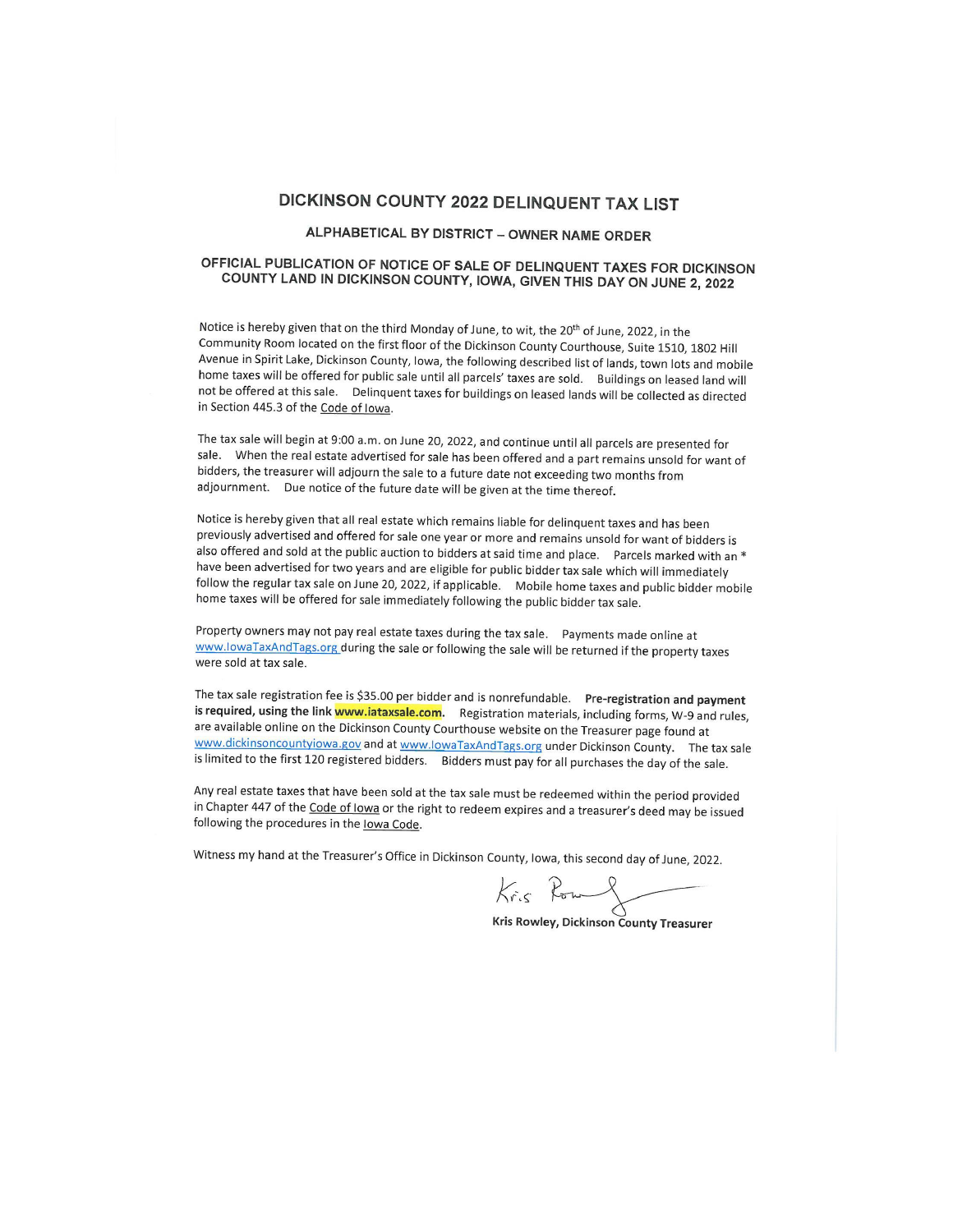# DICKINSON COUNTY 2022 DELINQUENT TAX LIST

## ALPHABETICAL BY DISTRICT – OWNER NAME ORDER

### OFFICIAL PUBLICATION OF NOTICE OF SALE OF DELINQUENT TAXES FOR DICKINSON COUNTY LAND IN DICKINSON COUNTY, IOWA, GIVEN THIS DAY ON JUNE 2, 2022

Notice is hereby given that on the third Monday of June, to wit, the 20th of June, 2022, in the Community Room located on the first floor of the Dickinson County Courthouse, Suite 1510, 1802 Hill Avenue in Spirit Lake, Dickinson County, Iowa, the following described list of lands, town lots and mobile home taxes will be offered for public sale until all parcels' taxes are sold. Buildings on leased land will not be offered at this sale. Delinquent taxes for buildings on leased lands will be collected as directed in Section 445.3 of the Code of Iowa.

The tax sale will begin at 9:00 a.m. on June 20, 2022, and continue until all parcels are presented for sale. When the real estate advertised for sale has been offered and a part remains unsold for want of bidders, the treasurer will adjourn the sale to a future date not exceeding two months from adjournment. Due notice of the future date will be given at the time thereof.

Notice is hereby given that all real estate which remains liable for delinquent taxes and has been previously advertised and offered for sale one year or more and remains unsold for want of bidders is also offered and sold at the public auction to bidders at said time and place. Parcels marked with an * have been advertised for two years and are eligible for public bidder tax sale which will immediately follow the regular tax sale on June 20, 2022, if applicable. Mobile home taxes and public bidder mobile home taxes will be offered for sale immediately following the public bidder tax sale.

Property owners may not pay real estate taxes during the tax sale. Payments made online at www.IowaTaxAndTags.org during the sale or following the sale will be returned if the property taxes were sold at tax sale.

The tax sale registration fee is $35.00 per bidder and is nonrefundable. **Pre-registration and payment is required, using the link www.iataxsale.com.** Registration materials, including forms, W-9 and rules, are available online on the Dickinson County Courthouse website on the Treasurer page found at www.dickinsoncountyiowa.gov and at www.IowaTaxAndTags.org under Dickinson County. The tax sale is limited to the first 120 registered bidders. Bidders must pay for all purchases the day of the sale.

Any real estate taxes that have been sold at the tax sale must be redeemed within the period provided in Chapter 447 of the Code of Iowa or the right to redeem expires and a treasurer's deed may be issued following the procedures in the Iowa Code.

Witness my hand at the Treasurer's Office in Dickinson County, Iowa, this second day of June, 2022.

Kris Rowley

**Kris Rowley, Dickinson County Treasurer**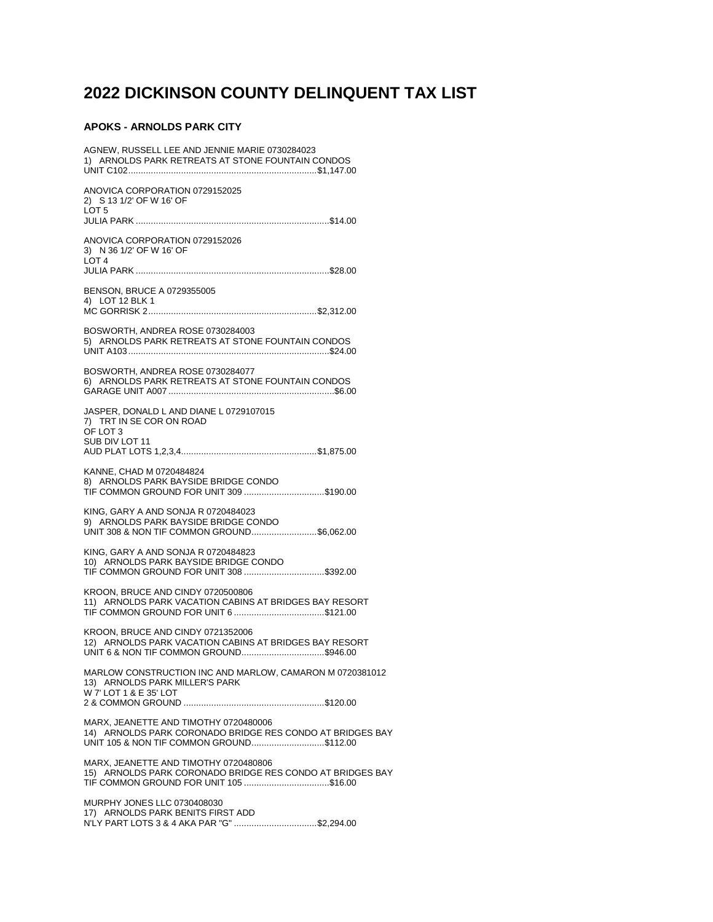# 2022 DICKINSON COUNTY DELINQUENT TAX LIST

### APOKS - ARNOLDS PARK CITY

AGNEW, RUSSELL LEE AND JENNIE MARIE 0730284023
1) ARNOLDS PARK RETREATS AT STONE FOUNTAIN CONDOS
UNIT C102..........................................................................$1,147.00

ANOVICA CORPORATION 0729152025
2) S 13 1/2' OF W 16' OF
LOT 5
JULIA PARK ............................................................................$14.00

ANOVICA CORPORATION 0729152026
3) N 36 1/2' OF W 16' OF
LOT 4
JULIA PARK ............................................................................$28.00

BENSON, BRUCE A 0729355005
4) LOT 12 BLK 1
MC GORRISK 2..................................................................$2,312.00

BOSWORTH, ANDREA ROSE 0730284003
5) ARNOLDS PARK RETREATS AT STONE FOUNTAIN CONDOS
UNIT A103...............................................................................$24.00

BOSWORTH, ANDREA ROSE 0730284077
6) ARNOLDS PARK RETREATS AT STONE FOUNTAIN CONDOS
GARAGE UNIT A007 .................................................................$6.00

JASPER, DONALD L AND DIANE L 0729107015
7) TRT IN SE COR ON ROAD
OF LOT 3
SUB DIV LOT 11
AUD PLAT LOTS 1,2,3,4......................................................$1,875.00

KANNE, CHAD M 0720484824
8) ARNOLDS PARK BAYSIDE BRIDGE CONDO
TIF COMMON GROUND FOR UNIT 309 ................................$190.00

KING, GARY A AND SONJA R 0720484023
9) ARNOLDS PARK BAYSIDE BRIDGE CONDO
UNIT 308 & NON TIF COMMON GROUND..........................$6,062.00

KING, GARY A AND SONJA R 0720484823
10) ARNOLDS PARK BAYSIDE BRIDGE CONDO
TIF COMMON GROUND FOR UNIT 308 ................................$392.00

KROON, BRUCE AND CINDY 0720500806
11) ARNOLDS PARK VACATION CABINS AT BRIDGES BAY RESORT
TIF COMMON GROUND FOR UNIT 6 ....................................$121.00

KROON, BRUCE AND CINDY 0721352006
12) ARNOLDS PARK VACATION CABINS AT BRIDGES BAY RESORT
UNIT 6 & NON TIF COMMON GROUND.................................$946.00

MARLOW CONSTRUCTION INC AND MARLOW, CAMARON M 0720381012
13) ARNOLDS PARK MILLER'S PARK
W 7' LOT 1 & E 35' LOT
2 & COMMON GROUND ........................................................$120.00

MARX, JEANETTE AND TIMOTHY 0720480006
14) ARNOLDS PARK CORONADO BRIDGE RES CONDO AT BRIDGES BAY
UNIT 105 & NON TIF COMMON GROUND.............................$112.00

MARX, JEANETTE AND TIMOTHY 0720480806
15) ARNOLDS PARK CORONADO BRIDGE RES CONDO AT BRIDGES BAY
TIF COMMON GROUND FOR UNIT 105 ..................................$16.00

MURPHY JONES LLC 0730408030
17) ARNOLDS PARK BENITS FIRST ADD
N'LY PART LOTS 3 & 4 AKA PAR "G" .................................$2,294.00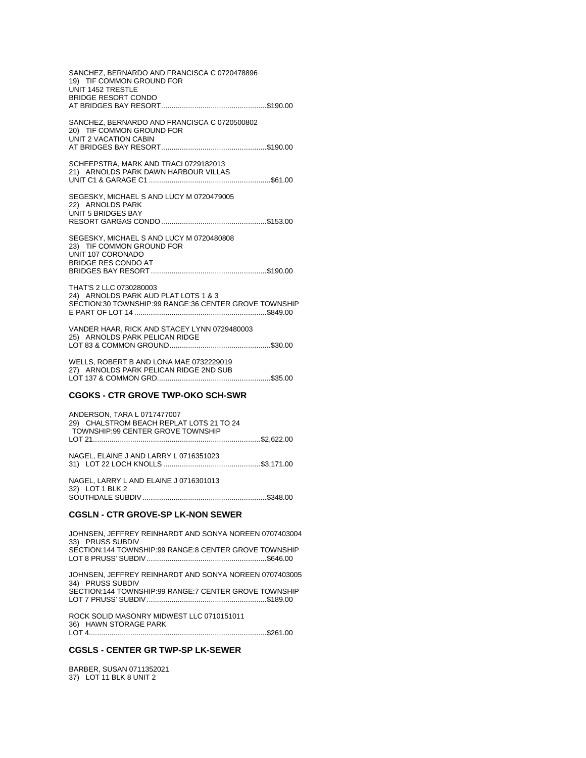SANCHEZ, BERNARDO AND FRANCISCA C 0720478896
19) TIF COMMON GROUND FOR
UNIT 1452 TRESTLE
BRIDGE RESORT CONDO
AT BRIDGES BAY RESORT..................................................$190.00

SANCHEZ, BERNARDO AND FRANCISCA C 0720500802
20) TIF COMMON GROUND FOR
UNIT 2 VACATION CABIN
AT BRIDGES BAY RESORT..................................................$190.00

SCHEEPSTRA, MARK AND TRACI 0729182013
21) ARNOLDS PARK DAWN HARBOUR VILLAS
UNIT C1 & GARAGE C1..........................................................$61.00

SEGESKY, MICHAEL S AND LUCY M 0720479005
22) ARNOLDS PARK
UNIT 5 BRIDGES BAY
RESORT GARGAS CONDO..................................................$153.00

SEGESKY, MICHAEL S AND LUCY M 0720480808
23) TIF COMMON GROUND FOR
UNIT 107 CORONADO
BRIDGE RES CONDO AT
BRIDGES BAY RESORT........................................................$190.00

THAT'S 2 LLC 0730280003
24) ARNOLDS PARK AUD PLAT LOTS 1 & 3
SECTION:30 TOWNSHIP:99 RANGE:36 CENTER GROVE TOWNSHIP
E PART OF LOT 14...............................................................$849.00

VANDER HAAR, RICK AND STACEY LYNN 0729480003
25) ARNOLDS PARK PELICAN RIDGE
LOT 83 & COMMON GROUND................................................$30.00

WELLS, ROBERT B AND LONA MAE 0732229019
27) ARNOLDS PARK PELICAN RIDGE 2ND SUB
LOT 137 & COMMON GRD......................................................$35.00

### CGOKS - CTR GROVE TWP-OKO SCH-SWR

ANDERSON, TARA L 0717477007
29) CHALSTROM BEACH REPLAT LOTS 21 TO 24
TOWNSHIP:99 CENTER GROVE TOWNSHIP
LOT 21................................................................................$2,622.00

NAGEL, ELAINE J AND LARRY L 0716351023
31) LOT 22 LOCH KNOLLS...............................................$3,171.00

NAGEL, LARRY L AND ELAINE J 0716301013
32) LOT 1 BLK 2
SOUTHDALE SUBDIV...........................................................$348.00

### CGSLN - CTR GROVE-SP LK-NON SEWER

JOHNSEN, JEFFREY REINHARDT AND SONYA NOREEN 0707403004
33) PRUSS SUBDIV
SECTION:144 TOWNSHIP:99 RANGE:8 CENTER GROVE TOWNSHIP
LOT 8 PRUSS' SUBDIV..........................................................$646.00

JOHNSEN, JEFFREY REINHARDT AND SONYA NOREEN 0707403005
34) PRUSS SUBDIV
SECTION:144 TOWNSHIP:99 RANGE:7 CENTER GROVE TOWNSHIP
LOT 7 PRUSS' SUBDIV..........................................................$189.00

ROCK SOLID MASONRY MIDWEST LLC 0710151011
36) HAWN STORAGE PARK
LOT 4.....................................................................................$261.00

### CGSLS - CENTER GR TWP-SP LK-SEWER

BARBER, SUSAN 0711352021
37) LOT 11 BLK 8 UNIT 2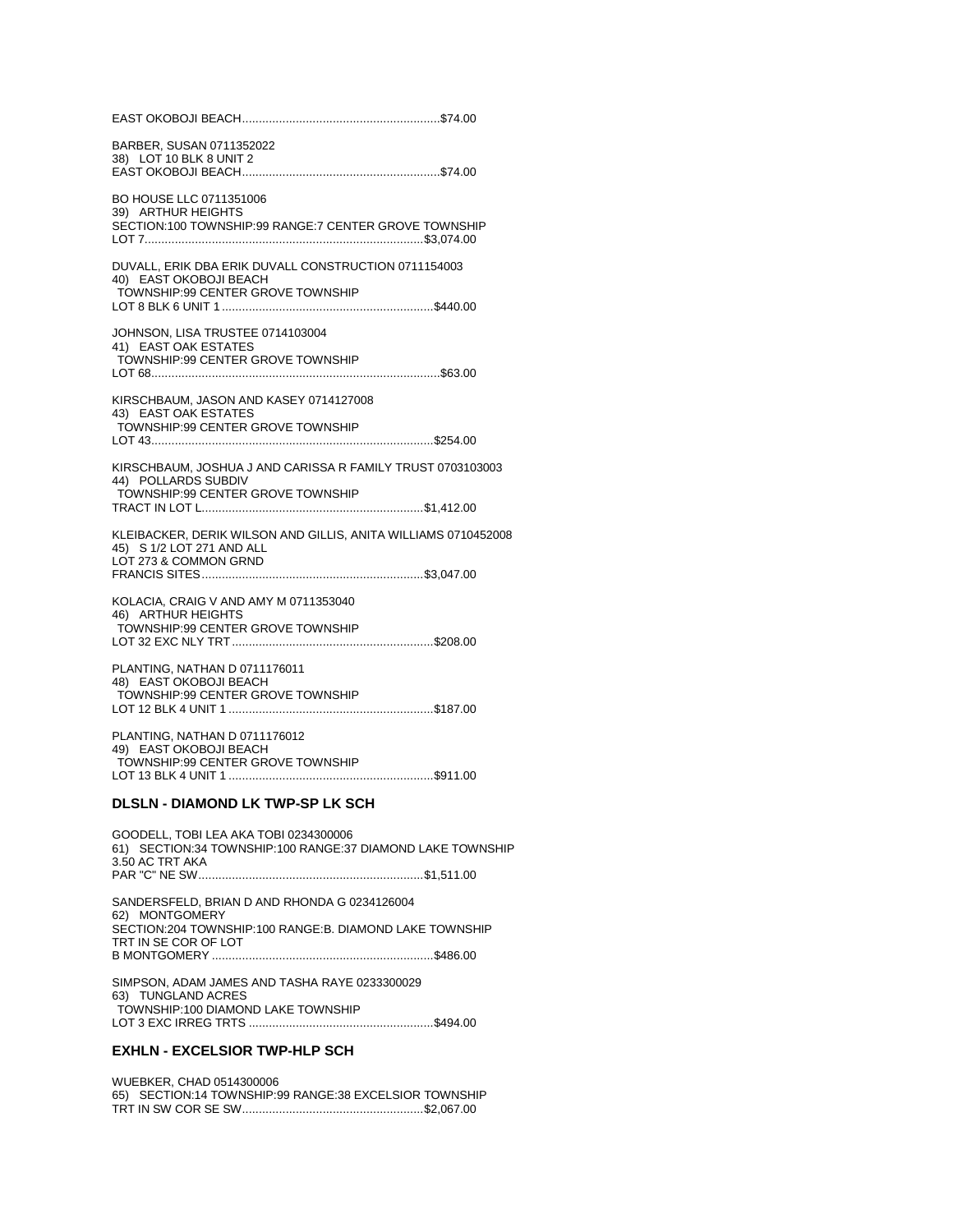EAST OKOBOJI BEACH...........................................................$74.00

BARBER, SUSAN 0711352022
38) LOT 10 BLK 8 UNIT 2
EAST OKOBOJI BEACH...........................................................$74.00

BO HOUSE LLC 0711351006
39) ARTHUR HEIGHTS
SECTION:100 TOWNSHIP:99 RANGE:7 CENTER GROVE TOWNSHIP
LOT 7..................................................................................$3,074.00

DUVALL, ERIK DBA ERIK DUVALL CONSTRUCTION 0711154003
40) EAST OKOBOJI BEACH
TOWNSHIP:99 CENTER GROVE TOWNSHIP
LOT 8 BLK 6 UNIT 1 ...............................................................$440.00

JOHNSON, LISA TRUSTEE 0714103004
41) EAST OAK ESTATES
TOWNSHIP:99 CENTER GROVE TOWNSHIP
LOT 68.....................................................................................$63.00

KIRSCHBAUM, JASON AND KASEY 0714127008
43) EAST OAK ESTATES
TOWNSHIP:99 CENTER GROVE TOWNSHIP
LOT 43...................................................................................$254.00

KIRSCHBAUM, JOSHUA J AND CARISSA R FAMILY TRUST 0703103003
44) POLLARDS SUBDIV
TOWNSHIP:99 CENTER GROVE TOWNSHIP
TRACT IN LOT L..................................................................$1,412.00

KLEIBACKER, DERIK WILSON AND GILLIS, ANITA WILLIAMS 0710452008
45) S 1/2 LOT 271 AND ALL
LOT 273 & COMMON GRND
FRANCIS SITES..................................................................$3,047.00

KOLACIA, CRAIG V AND AMY M 0711353040
46) ARTHUR HEIGHTS
TOWNSHIP:99 CENTER GROVE TOWNSHIP
LOT 32 EXC NLY TRT............................................................$208.00

PLANTING, NATHAN D 0711176011
48) EAST OKOBOJI BEACH
TOWNSHIP:99 CENTER GROVE TOWNSHIP
LOT 12 BLK 4 UNIT 1 .............................................................$187.00

PLANTING, NATHAN D 0711176012
49) EAST OKOBOJI BEACH
TOWNSHIP:99 CENTER GROVE TOWNSHIP
LOT 13 BLK 4 UNIT 1 .............................................................$911.00

### DLSLN - DIAMOND LK TWP-SP LK SCH

GOODELL, TOBI LEA AKA TOBI 0234300006
61) SECTION:34 TOWNSHIP:100 RANGE:37 DIAMOND LAKE TOWNSHIP
3.50 AC TRT AKA
PAR "C" NE SW...................................................................$1,511.00

SANDERSFELD, BRIAN D AND RHONDA G 0234126004
62) MONTGOMERY
SECTION:204 TOWNSHIP:100 RANGE:B. DIAMOND LAKE TOWNSHIP
TRT IN SE COR OF LOT
B MONTGOMERY ..................................................................$486.00

SIMPSON, ADAM JAMES AND TASHA RAYE 0233300029
63) TUNGLAND ACRES
TOWNSHIP:100 DIAMOND LAKE TOWNSHIP
LOT 3 EXC IRREG TRTS .......................................................$494.00

### EXHLN - EXCELSIOR TWP-HLP SCH

WUEBKER, CHAD 0514300006
65) SECTION:14 TOWNSHIP:99 RANGE:38 EXCELSIOR TOWNSHIP
TRT IN SW COR SE SW.......................................................$2,067.00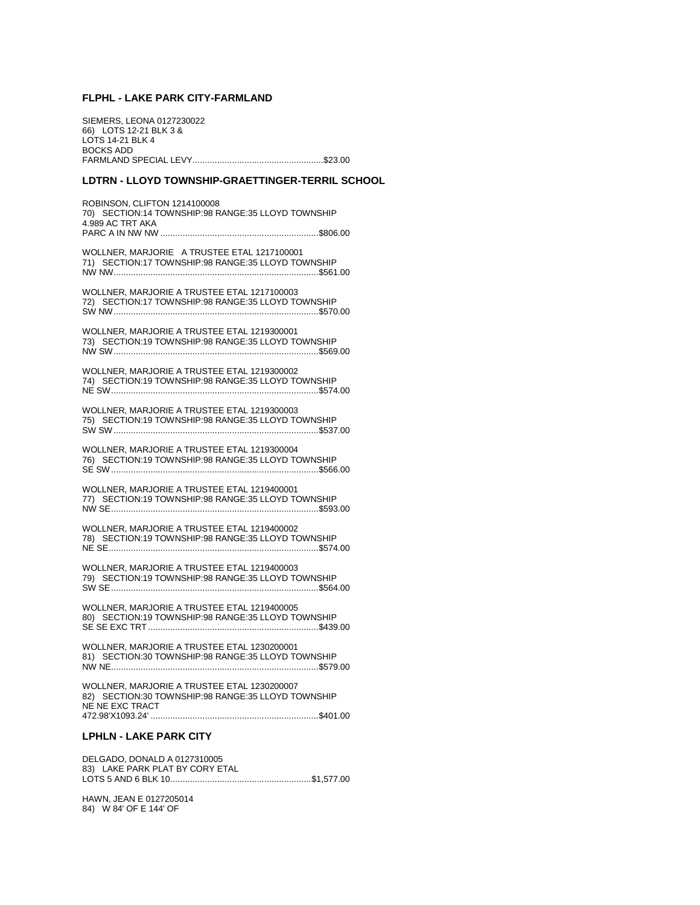### FLPHL - LAKE PARK CITY-FARMLAND

SIEMERS, LEONA 0127230022
66) LOTS 12-21 BLK 3 &
LOTS 14-21 BLK 4
BOCKS ADD
FARMLAND SPECIAL LEVY....................................................\$23.00

### LDTRN - LLOYD TOWNSHIP-GRAETTINGER-TERRIL SCHOOL

ROBINSON, CLIFTON 1214100008
70) SECTION:14 TOWNSHIP:98 RANGE:35 LLOYD TOWNSHIP
4.989 AC TRT AKA
PARC A IN NW NW ................................................................\$806.00

WOLLNER, MARJORIE A TRUSTEE ETAL 1217100001
71) SECTION:17 TOWNSHIP:98 RANGE:35 LLOYD TOWNSHIP
NW NW..................................................................................\$561.00

WOLLNER, MARJORIE A TRUSTEE ETAL 1217100003
72) SECTION:17 TOWNSHIP:98 RANGE:35 LLOYD TOWNSHIP
SW NW..................................................................................\$570.00

WOLLNER, MARJORIE A TRUSTEE ETAL 1219300001
73) SECTION:19 TOWNSHIP:98 RANGE:35 LLOYD TOWNSHIP
NW SW..................................................................................\$569.00

WOLLNER, MARJORIE A TRUSTEE ETAL 1219300002
74) SECTION:19 TOWNSHIP:98 RANGE:35 LLOYD TOWNSHIP
NE SW...................................................................................\$574.00

WOLLNER, MARJORIE A TRUSTEE ETAL 1219300003
75) SECTION:19 TOWNSHIP:98 RANGE:35 LLOYD TOWNSHIP
SW SW..................................................................................\$537.00

WOLLNER, MARJORIE A TRUSTEE ETAL 1219300004
76) SECTION:19 TOWNSHIP:98 RANGE:35 LLOYD TOWNSHIP
SE SW...................................................................................\$566.00

WOLLNER, MARJORIE A TRUSTEE ETAL 1219400001
77) SECTION:19 TOWNSHIP:98 RANGE:35 LLOYD TOWNSHIP
NW SE...................................................................................\$593.00

WOLLNER, MARJORIE A TRUSTEE ETAL 1219400002
78) SECTION:19 TOWNSHIP:98 RANGE:35 LLOYD TOWNSHIP
NE SE....................................................................................\$574.00

WOLLNER, MARJORIE A TRUSTEE ETAL 1219400003
79) SECTION:19 TOWNSHIP:98 RANGE:35 LLOYD TOWNSHIP
SW SE...................................................................................\$564.00

WOLLNER, MARJORIE A TRUSTEE ETAL 1219400005
80) SECTION:19 TOWNSHIP:98 RANGE:35 LLOYD TOWNSHIP
SE SE EXC TRT....................................................................\$439.00

WOLLNER, MARJORIE A TRUSTEE ETAL 1230200001
81) SECTION:30 TOWNSHIP:98 RANGE:35 LLOYD TOWNSHIP
NW NE...................................................................................\$579.00

WOLLNER, MARJORIE A TRUSTEE ETAL 1230200007
82) SECTION:30 TOWNSHIP:98 RANGE:35 LLOYD TOWNSHIP
NE NE EXC TRACT
472.98'X1093.24' ...................................................................\$401.00

### LPHLN - LAKE PARK CITY

DELGADO, DONALD A 0127310005
83) LAKE PARK PLAT BY CORY ETAL
LOTS 5 AND 6 BLK 10.........................................................\$1,577.00

HAWN, JEAN E 0127205014
84) W 84' OF E 144' OF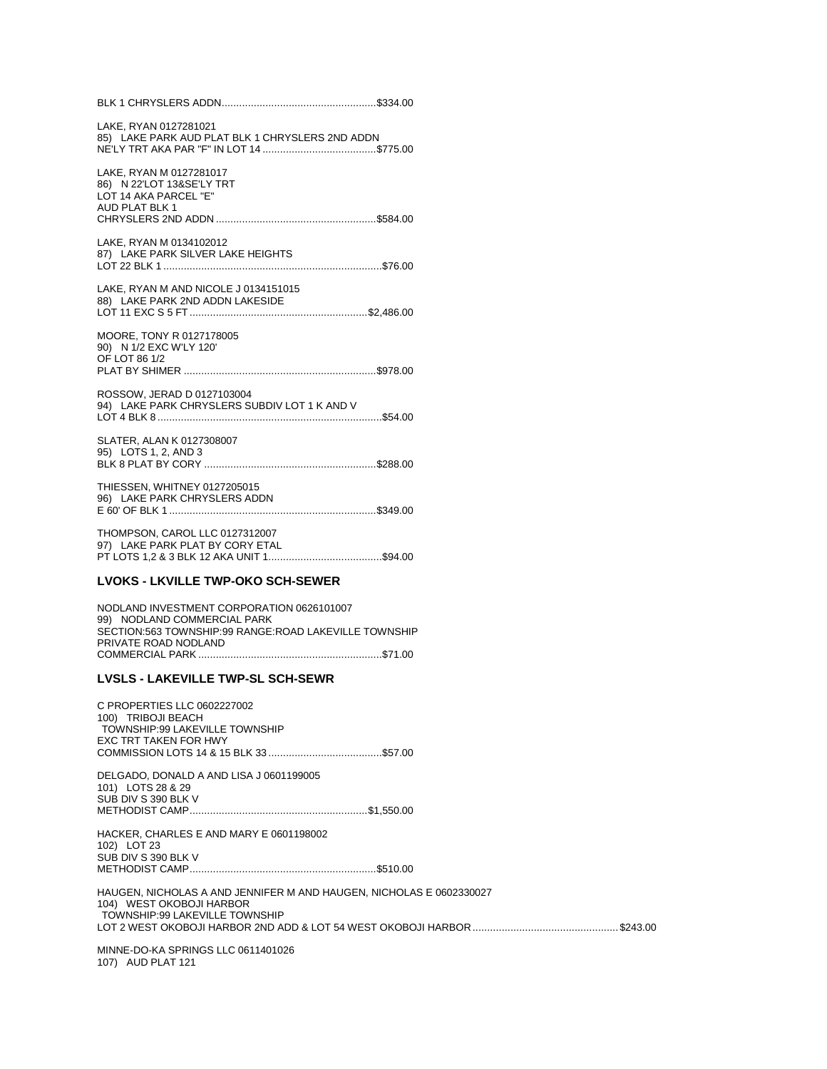BLK 1 CHRYSLERS ADDN.....................................................$334.00

LAKE, RYAN 0127281021
85) LAKE PARK AUD PLAT BLK 1 CHRYSLERS 2ND ADDN
NE'LY TRT AKA PAR "F" IN LOT 14 .......................................$775.00

LAKE, RYAN M 0127281017
86) N 22'LOT 13&SE'LY TRT
LOT 14 AKA PARCEL "E"
AUD PLAT BLK 1
CHRYSLERS 2ND ADDN .......................................................$584.00

LAKE, RYAN M 0134102012
87) LAKE PARK SILVER LAKE HEIGHTS
LOT 22 BLK 1 ..........................................................................$76.00

LAKE, RYAN M AND NICOLE J 0134151015
88) LAKE PARK 2ND ADDN LAKESIDE
LOT 11 EXC S 5 FT .............................................................$2,486.00

MOORE, TONY R 0127178005
90) N 1/2 EXC W'LY 120'
OF LOT 86 1/2
PLAT BY SHIMER ..................................................................$978.00

ROSSOW, JERAD D 0127103004
94) LAKE PARK CHRYSLERS SUBDIV LOT 1 K AND V
LOT 4 BLK 8 ............................................................................$54.00

SLATER, ALAN K 0127308007
95) LOTS 1, 2, AND 3
BLK 8 PLAT BY CORY ...........................................................$288.00

THIESSEN, WHITNEY 0127205015
96) LAKE PARK CHRYSLERS ADDN
E 60' OF BLK 1 .......................................................................$349.00

THOMPSON, CAROL LLC 0127312007
97) LAKE PARK PLAT BY CORY ETAL
PT LOTS 1,2 & 3 BLK 12 AKA UNIT 1.......................................$94.00

### LVOKS - LKVILLE TWP-OKO SCH-SEWER

NODLAND INVESTMENT CORPORATION 0626101007
99) NODLAND COMMERCIAL PARK
SECTION:563 TOWNSHIP:99 RANGE:ROAD LAKEVILLE TOWNSHIP
PRIVATE ROAD NODLAND
COMMERCIAL PARK ...............................................................$71.00

### LVSLS - LAKEVILLE TWP-SL SCH-SEWR

C PROPERTIES LLC 0602227002
100) TRIBOJI BEACH
TOWNSHIP:99 LAKEVILLE TOWNSHIP
EXC TRT TAKEN FOR HWY
COMMISSION LOTS 14 & 15 BLK 33 .......................................$57.00

DELGADO, DONALD A AND LISA J 0601199005
101) LOTS 28 & 29
SUB DIV S 390 BLK V
METHODIST CAMP.............................................................$1,550.00

HACKER, CHARLES E AND MARY E 0601198002
102) LOT 23
SUB DIV S 390 BLK V
METHODIST CAMP................................................................$510.00

HAUGEN, NICHOLAS A AND JENNIFER M AND HAUGEN, NICHOLAS E 0602330027
104) WEST OKOBOJI HARBOR
TOWNSHIP:99 LAKEVILLE TOWNSHIP
LOT 2 WEST OKOBOJI HARBOR 2ND ADD & LOT 54 WEST OKOBOJI HARBOR.................................................$243.00

MINNE-DO-KA SPRINGS LLC 0611401026
107) AUD PLAT 121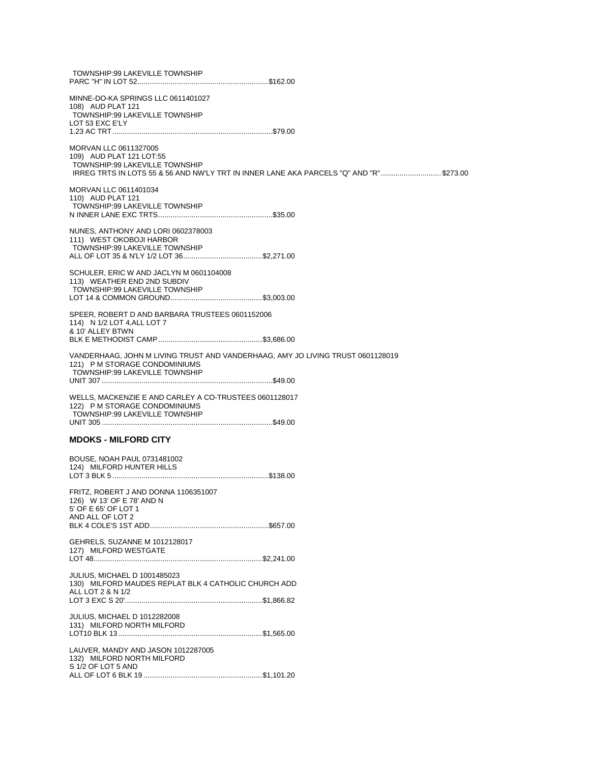TOWNSHIP:99 LAKEVILLE TOWNSHIP
PARC "H" IN LOT 52...............................................................$162.00

MINNE-DO-KA SPRINGS LLC 0611401027
108) AUD PLAT 121
TOWNSHIP:99 LAKEVILLE TOWNSHIP
LOT 53 EXC E'LY
1.23 AC TRT.............................................................................$79.00

MORVAN LLC 0611327005
109) AUD PLAT 121 LOT:55
TOWNSHIP:99 LAKEVILLE TOWNSHIP
IRREG TRTS IN LOTS 55 & 56 AND NW'LY TRT IN INNER LANE AKA PARCELS "Q" AND "R".............................$273.00

MORVAN LLC 0611401034
110) AUD PLAT 121
TOWNSHIP:99 LAKEVILLE TOWNSHIP
N INNER LANE EXC TRTS.......................................................$35.00

NUNES, ANTHONY AND LORI 0602378003
111) WEST OKOBOJI HARBOR
TOWNSHIP:99 LAKEVILLE TOWNSHIP
ALL OF LOT 35 & N'LY 1/2 LOT 36......................................$2,271.00

SCHULER, ERIC W AND JACLYN M 0601104008
113) WEATHER END 2ND SUBDIV
TOWNSHIP:99 LAKEVILLE TOWNSHIP
LOT 14 & COMMON GROUND............................................$3,003.00

SPEER, ROBERT D AND BARBARA TRUSTEES 0601152006
114) N 1/2 LOT 4,ALL LOT 7
& 10' ALLEY BTWN
BLK E METHODIST CAMP..................................................$3,686.00

VANDERHAAG, JOHN M LIVING TRUST AND VANDERHAAG, AMY JO LIVING TRUST 0601128019
121) P M STORAGE CONDOMINIUMS
TOWNSHIP:99 LAKEVILLE TOWNSHIP
UNIT 307 ..................................................................................$49.00

WELLS, MACKENZIE E AND CARLEY A CO-TRUSTEES 0601128017
122) P M STORAGE CONDOMINIUMS
TOWNSHIP:99 LAKEVILLE TOWNSHIP
UNIT 305 ..................................................................................$49.00

## MDOKS - MILFORD CITY

BOUSE, NOAH PAUL 0731481002
124) MILFORD HUNTER HILLS
LOT 3 BLK 5 ...........................................................................$138.00

FRITZ, ROBERT J AND DONNA 1106351007
126) W 13' OF E 78' AND N
5' OF E 65' OF LOT 1
AND ALL OF LOT 2
BLK 4 COLE'S 1ST ADD.........................................................$657.00

GEHRELS, SUZANNE M 1012128017
127) MILFORD WESTGATE
LOT 48.................................................................................$2,241.00

JULIUS, MICHAEL D 1001485023
130) MILFORD MAUDES REPLAT BLK 4 CATHOLIC CHURCH ADD
ALL LOT 2 & N 1/2
LOT 3 EXC S 20'..................................................................$1,866.82

JULIUS, MICHAEL D 1012282008
131) MILFORD NORTH MILFORD
LOT10 BLK 13 ....................................................................$1,565.00

LAUVER, MANDY AND JASON 1012287005
132) MILFORD NORTH MILFORD
S 1/2 OF LOT 5 AND
ALL OF LOT 6 BLK 19 .........................................................$1,101.20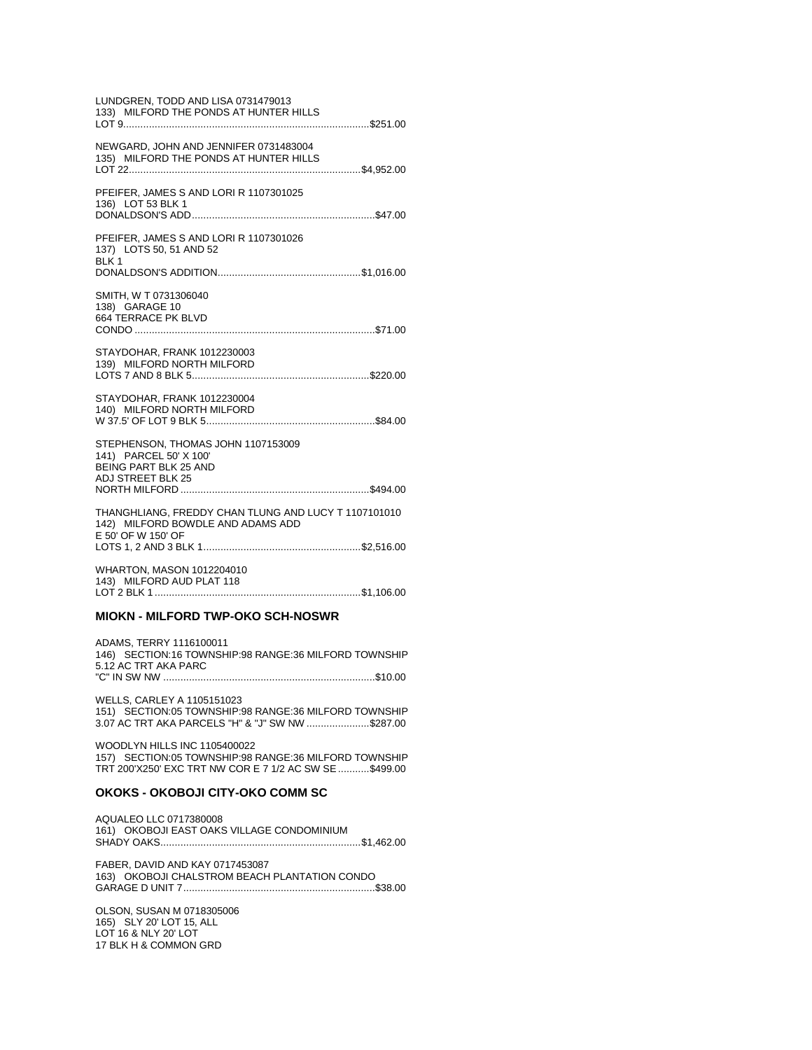LUNDGREN, TODD AND LISA 0731479013
133) MILFORD THE PONDS AT HUNTER HILLS
LOT 9......................................................................................$251.00

NEWGARD, JOHN AND JENNIFER 0731483004
135) MILFORD THE PONDS AT HUNTER HILLS
LOT 22..................................................................................$4,952.00

PFEIFER, JAMES S AND LORI R 1107301025
136) LOT 53 BLK 1
DONALDSON'S ADD..................................................................$47.00

PFEIFER, JAMES S AND LORI R 1107301026
137) LOTS 50, 51 AND 52
BLK 1
DONALDSON'S ADDITION....................................................$1,016.00

SMITH, W T 0731306040
138) GARAGE 10
664 TERRACE PK BLVD
CONDO ....................................................................................$71.00

STAYDOHAR, FRANK 1012230003
139) MILFORD NORTH MILFORD
LOTS 7 AND 8 BLK 5...............................................................$220.00

STAYDOHAR, FRANK 1012230004
140) MILFORD NORTH MILFORD
W 37.5' OF LOT 9 BLK 5............................................................$84.00

STEPHENSON, THOMAS JOHN 1107153009
141) PARCEL 50' X 100'
BEING PART BLK 25 AND
ADJ STREET BLK 25
NORTH MILFORD ...................................................................$494.00

THANGHLIANG, FREDDY CHAN TLUNG AND LUCY T 1107101010
142) MILFORD BOWDLE AND ADAMS ADD
E 50' OF W 150' OF
LOTS 1, 2 AND 3 BLK 1.........................................................$2,516.00

WHARTON, MASON 1012204010
143) MILFORD AUD PLAT 118
LOT 2 BLK 1 ..........................................................................$1,106.00

### MIOKN - MILFORD TWP-OKO SCH-NOSWR

ADAMS, TERRY 1116100011
146) SECTION:16 TOWNSHIP:98 RANGE:36 MILFORD TOWNSHIP
5.12 AC TRT AKA PARC
"C" IN SW NW ...........................................................................$10.00

WELLS, CARLEY A 1105151023
151) SECTION:05 TOWNSHIP:98 RANGE:36 MILFORD TOWNSHIP
3.07 AC TRT AKA PARCELS "H" & "J" SW NW ......................$287.00

WOODLYN HILLS INC 1105400022
157) SECTION:05 TOWNSHIP:98 RANGE:36 MILFORD TOWNSHIP
TRT 200'X250' EXC TRT NW COR E 7 1/2 AC SW SE ...........$499.00

### OKOKS - OKOBOJI CITY-OKO COMM SC

AQUALEO LLC 0717380008
161) OKOBOJI EAST OAKS VILLAGE CONDOMINIUM
SHADY OAKS.........................................................................$1,462.00

FABER, DAVID AND KAY 0717453087
163) OKOBOJI CHALSTROM BEACH PLANTATION CONDO
GARAGE D UNIT 7....................................................................$38.00

OLSON, SUSAN M 0718305006
165) SLY 20' LOT 15, ALL
LOT 16 & NLY 20' LOT
17 BLK H & COMMON GRD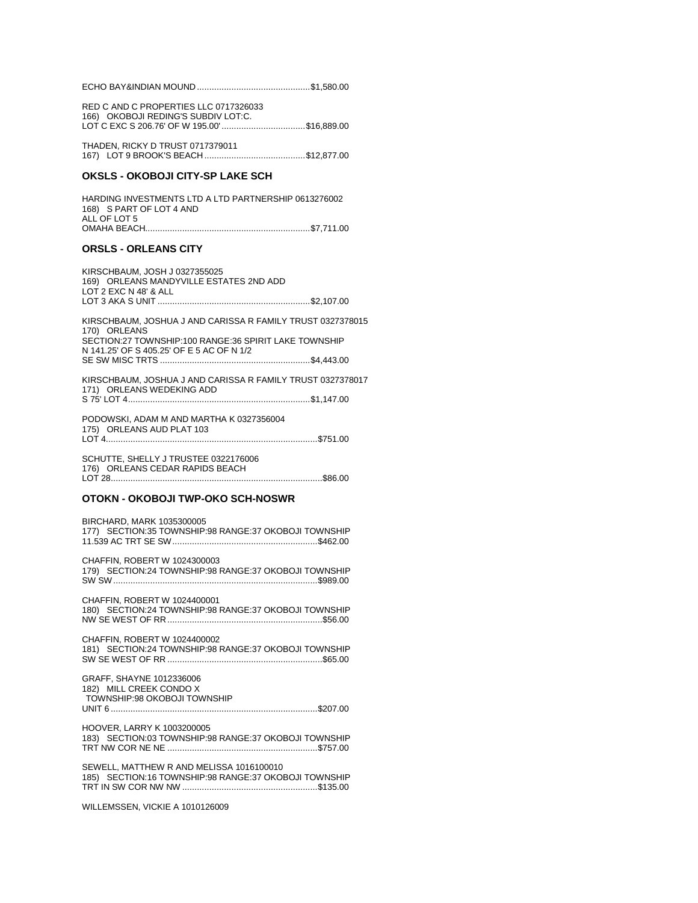ECHO BAY&INDIAN MOUND..............................................$1,580.00

RED C AND C PROPERTIES LLC 0717326033
166) OKOBOJI REDING'S SUBDIV LOT:C.
LOT C EXC S 206.76' OF W 195.00' .................................$16,889.00

THADEN, RICKY D TRUST 0717379011
167) LOT 9 BROOK'S BEACH .........................................$12,877.00

### OKSLS - OKOBOJI CITY-SP LAKE SCH

HARDING INVESTMENTS LTD A LTD PARTNERSHIP 0613276002
168) S PART OF LOT 4 AND
ALL OF LOT 5
OMAHA BEACH..................................................................$7,711.00

### ORSLS - ORLEANS CITY

KIRSCHBAUM, JOSH J 0327355025
169) ORLEANS MANDYVILLE ESTATES 2ND ADD
LOT 2 EXC N 48' & ALL
LOT 3 AKA S UNIT .............................................................$2,107.00

KIRSCHBAUM, JOSHUA J AND CARISSA R FAMILY TRUST 0327378015
170) ORLEANS
SECTION:27 TOWNSHIP:100 RANGE:36 SPIRIT LAKE TOWNSHIP
N 141.25' OF S 405.25' OF E 5 AC OF N 1/2
SE SW MISC TRTS ............................................................$4,443.00

KIRSCHBAUM, JOSHUA J AND CARISSA R FAMILY TRUST 0327378017
171) ORLEANS WEDEKING ADD
S 75' LOT 4..........................................................................$1,147.00

PODOWSKI, ADAM M AND MARTHA K 0327356004
175) ORLEANS AUD PLAT 103
LOT 4.....................................................................................$751.00

SCHUTTE, SHELLY J TRUSTEE 0322176006
176) ORLEANS CEDAR RAPIDS BEACH
LOT 28.....................................................................................$86.00

### OTOKN - OKOBOJI TWP-OKO SCH-NOSWR

BIRCHARD, MARK 1035300005
177) SECTION:35 TOWNSHIP:98 RANGE:37 OKOBOJI TOWNSHIP
11.539 AC TRT SE SW..........................................................$462.00

CHAFFIN, ROBERT W 1024300003
179) SECTION:24 TOWNSHIP:98 RANGE:37 OKOBOJI TOWNSHIP
SW SW..................................................................................$989.00

CHAFFIN, ROBERT W 1024400001
180) SECTION:24 TOWNSHIP:98 RANGE:37 OKOBOJI TOWNSHIP
NW SE WEST OF RR..............................................................$56.00

CHAFFIN, ROBERT W 1024400002
181) SECTION:24 TOWNSHIP:98 RANGE:37 OKOBOJI TOWNSHIP
SW SE WEST OF RR ..............................................................$65.00

GRAFF, SHAYNE 1012336006
182) MILL CREEK CONDO X
TOWNSHIP:98 OKOBOJI TOWNSHIP
UNIT 6 ..................................................................................$207.00

HOOVER, LARRY K 1003200005
183) SECTION:03 TOWNSHIP:98 RANGE:37 OKOBOJI TOWNSHIP
TRT NW COR NE NE ............................................................$757.00

SEWELL, MATTHEW R AND MELISSA 1016100010
185) SECTION:16 TOWNSHIP:98 RANGE:37 OKOBOJI TOWNSHIP
TRT IN SW COR NW NW ......................................................$135.00

WILLEMSSEN, VICKIE A 1010126009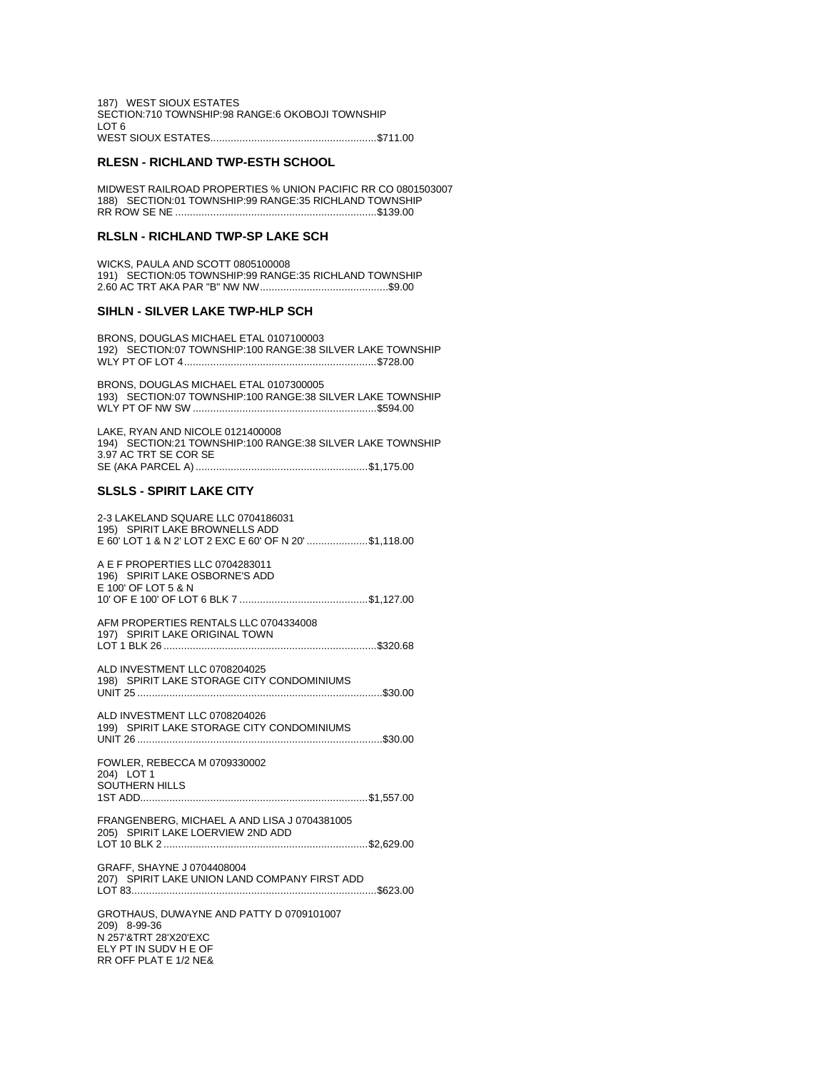187) WEST SIOUX ESTATES
SECTION:710 TOWNSHIP:98 RANGE:6 OKOBOJI TOWNSHIP
LOT 6
WEST SIOUX ESTATES........................................................$711.00

### RLESN - RICHLAND TWP-ESTH SCHOOL

MIDWEST RAILROAD PROPERTIES % UNION PACIFIC RR CO 0801503007
188) SECTION:01 TOWNSHIP:99 RANGE:35 RICHLAND TOWNSHIP
RR ROW SE NE ....................................................................$139.00

### RLSLN - RICHLAND TWP-SP LAKE SCH

WICKS, PAULA AND SCOTT 0805100008
191) SECTION:05 TOWNSHIP:99 RANGE:35 RICHLAND TOWNSHIP
2.60 AC TRT AKA PAR "B" NW NW............................................$9.00

### SIHLN - SILVER LAKE TWP-HLP SCH

BRONS, DOUGLAS MICHAEL ETAL 0107100003
192) SECTION:07 TOWNSHIP:100 RANGE:38 SILVER LAKE TOWNSHIP
WLY PT OF LOT 4.................................................................$728.00

BRONS, DOUGLAS MICHAEL ETAL 0107300005
193) SECTION:07 TOWNSHIP:100 RANGE:38 SILVER LAKE TOWNSHIP
WLY PT OF NW SW ..............................................................$594.00

LAKE, RYAN AND NICOLE 0121400008
194) SECTION:21 TOWNSHIP:100 RANGE:38 SILVER LAKE TOWNSHIP
3.97 AC TRT SE COR SE
SE (AKA PARCEL A) ...........................................................$1,175.00

### SLSLS - SPIRIT LAKE CITY

2-3 LAKELAND SQUARE LLC 0704186031
195) SPIRIT LAKE BROWNELLS ADD
E 60' LOT 1 & N 2' LOT 2 EXC E 60' OF N 20' .....................$1,118.00

A E F PROPERTIES LLC 0704283011
196) SPIRIT LAKE OSBORNE'S ADD
E 100' OF LOT 5 & N
10' OF E 100' OF LOT 6 BLK 7 ............................................$1,127.00

AFM PROPERTIES RENTALS LLC 0704334008
197) SPIRIT LAKE ORIGINAL TOWN
LOT 1 BLK 26 .........................................................................$320.68

ALD INVESTMENT LLC 0708204025
198) SPIRIT LAKE STORAGE CITY CONDOMINIUMS
UNIT 25 ....................................................................................$30.00

ALD INVESTMENT LLC 0708204026
199) SPIRIT LAKE STORAGE CITY CONDOMINIUMS
UNIT 26 ....................................................................................$30.00

FOWLER, REBECCA M 0709330002
204) LOT 1
SOUTHERN HILLS
1ST ADD.............................................................................$1,557.00

FRANGENBERG, MICHAEL A AND LISA J 0704381005
205) SPIRIT LAKE LOERVIEW 2ND ADD
LOT 10 BLK 2 ......................................................................$2,629.00

GRAFF, SHAYNE J 0704408004
207) SPIRIT LAKE UNION LAND COMPANY FIRST ADD
LOT 83...................................................................................$623.00

GROTHAUS, DUWAYNE AND PATTY D 0709101007
209) 8-99-36
N 257'&TRT 28'X20'EXC
ELY PT IN SUDV H E OF
RR OFF PLAT E 1/2 NE&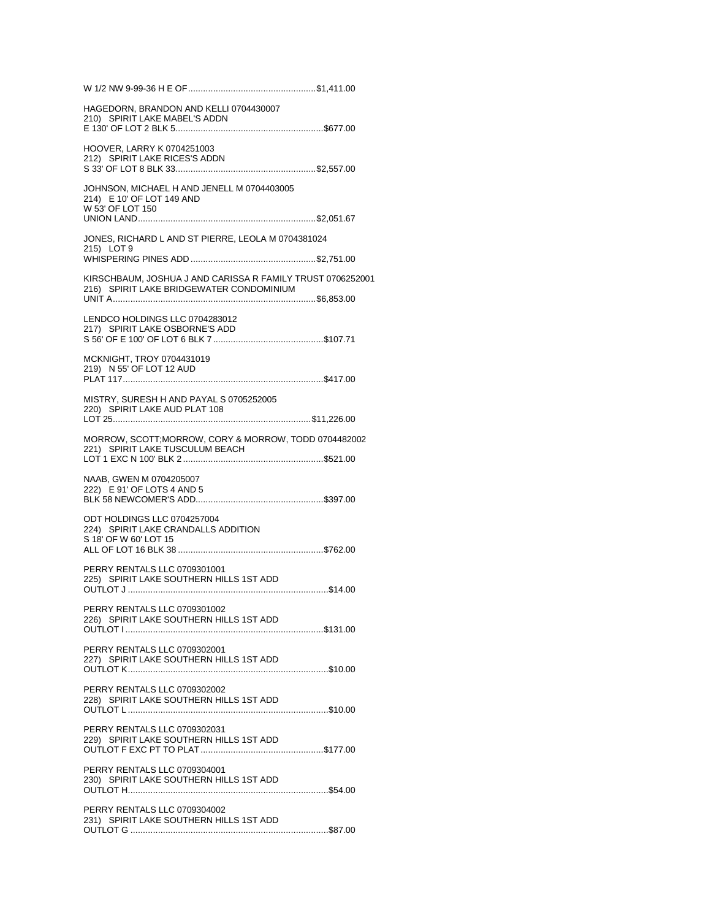W 1/2 NW 9-99-36 H E OF....................................................$1,411.00

HAGEDORN, BRANDON AND KELLI 0704430007
210) SPIRIT LAKE MABEL'S ADDN
E 130' OF LOT 2 BLK 5...........................................................$677.00

HOOVER, LARRY K 0704251003
212) SPIRIT LAKE RICES'S ADDN
S 33' OF LOT 8 BLK 33........................................................$2,557.00

JOHNSON, MICHAEL H AND JENELL M 0704403005
214) E 10' OF LOT 149 AND
W 53' OF LOT 150
UNION LAND.......................................................................$2,051.67

JONES, RICHARD L AND ST PIERRE, LEOLA M 0704381024
215) LOT 9
WHISPERING PINES ADD..................................................$2,751.00

KIRSCHBAUM, JOSHUA J AND CARISSA R FAMILY TRUST 0706252001
216) SPIRIT LAKE BRIDGEWATER CONDOMINIUM
UNIT A.................................................................................$6,853.00

LENDCO HOLDINGS LLC 0704283012
217) SPIRIT LAKE OSBORNE'S ADD
S 56' OF E 100' OF LOT 6 BLK 7............................................$107.71

MCKNIGHT, TROY 0704431019
219) N 55' OF LOT 12 AUD
PLAT 117...............................................................................$417.00

MISTRY, SURESH H AND PAYAL S 0705252005
220) SPIRIT LAKE AUD PLAT 108
LOT 25...............................................................................$11,226.00

MORROW, SCOTT;MORROW, CORY & MORROW, TODD 0704482002
221) SPIRIT LAKE TUSCULUM BEACH
LOT 1 EXC N 100' BLK 2........................................................$521.00

NAAB, GWEN M 0704205007
222) E 91' OF LOTS 4 AND 5
BLK 58 NEWCOMER'S ADD..................................................$397.00

ODT HOLDINGS LLC 0704257004
224) SPIRIT LAKE CRANDALLS ADDITION
S 18' OF W 60' LOT 15
ALL OF LOT 16 BLK 38..........................................................$762.00

PERRY RENTALS LLC 0709301001
225) SPIRIT LAKE SOUTHERN HILLS 1ST ADD
OUTLOT J................................................................................$14.00

PERRY RENTALS LLC 0709301002
226) SPIRIT LAKE SOUTHERN HILLS 1ST ADD
OUTLOT I..............................................................................$131.00

PERRY RENTALS LLC 0709302001
227) SPIRIT LAKE SOUTHERN HILLS 1ST ADD
OUTLOT K...............................................................................$10.00

PERRY RENTALS LLC 0709302002
228) SPIRIT LAKE SOUTHERN HILLS 1ST ADD
OUTLOT L................................................................................$10.00

PERRY RENTALS LLC 0709302031
229) SPIRIT LAKE SOUTHERN HILLS 1ST ADD
OUTLOT F EXC PT TO PLAT.................................................$177.00

PERRY RENTALS LLC 0709304001
230) SPIRIT LAKE SOUTHERN HILLS 1ST ADD
OUTLOT H...............................................................................$54.00

PERRY RENTALS LLC 0709304002
231) SPIRIT LAKE SOUTHERN HILLS 1ST ADD
OUTLOT G..............................................................................$87.00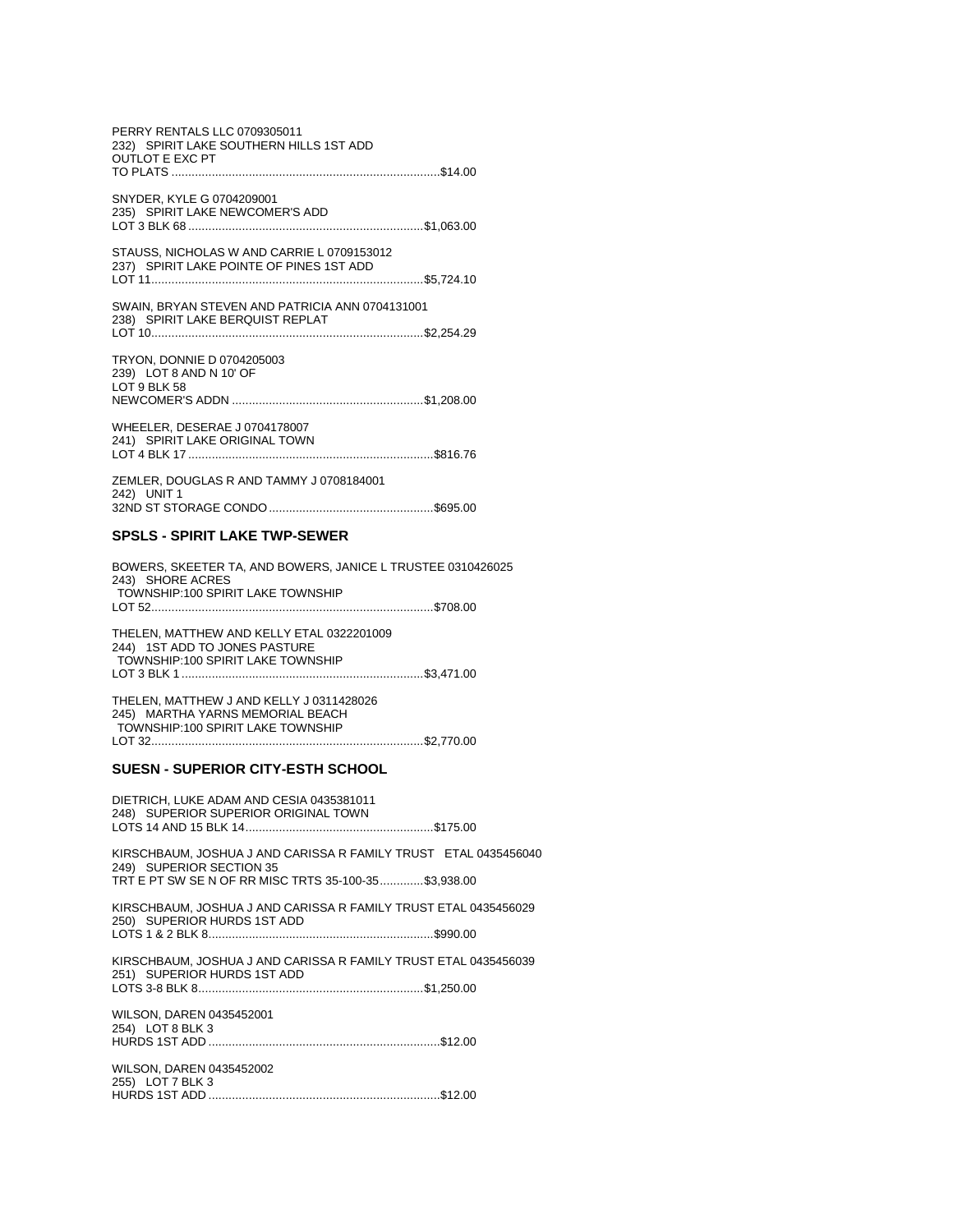PERRY RENTALS LLC 0709305011
232) SPIRIT LAKE SOUTHERN HILLS 1ST ADD
OUTLOT E EXC PT
TO PLATS ..............................................................................$14.00

SNYDER, KYLE G 0704209001
235) SPIRIT LAKE NEWCOMER'S ADD
LOT 3 BLK 68 ......................................................................$1,063.00

STAUSS, NICHOLAS W AND CARRIE L 0709153012
237) SPIRIT LAKE POINTE OF PINES 1ST ADD
LOT 11.................................................................................$5,724.10

SWAIN, BRYAN STEVEN AND PATRICIA ANN 0704131001
238) SPIRIT LAKE BERQUIST REPLAT
LOT 10.................................................................................$2,254.29

TRYON, DONNIE D 0704205003
239) LOT 8 AND N 10' OF
LOT 9 BLK 58
NEWCOMER'S ADDN .........................................................$1,208.00

WHEELER, DESERAE J 0704178007
241) SPIRIT LAKE ORIGINAL TOWN
LOT 4 BLK 17 .........................................................................$816.76

ZEMLER, DOUGLAS R AND TAMMY J 0708184001
242) UNIT 1
32ND ST STORAGE CONDO .................................................$695.00

### SPSLS - SPIRIT LAKE TWP-SEWER

BOWERS, SKEETER TA, AND BOWERS, JANICE L TRUSTEE 0310426025
243) SHORE ACRES
TOWNSHIP:100 SPIRIT LAKE TOWNSHIP
LOT 52...................................................................................$708.00

THELEN, MATTHEW AND KELLY ETAL 0322201009
244) 1ST ADD TO JONES PASTURE
TOWNSHIP:100 SPIRIT LAKE TOWNSHIP
LOT 3 BLK 1 ........................................................................$3,471.00

THELEN, MATTHEW J AND KELLY J 0311428026
245) MARTHA YARNS MEMORIAL BEACH
TOWNSHIP:100 SPIRIT LAKE TOWNSHIP
LOT 32.................................................................................$2,770.00

### SUESN - SUPERIOR CITY-ESTH SCHOOL

DIETRICH, LUKE ADAM AND CESIA 0435381011
248) SUPERIOR SUPERIOR ORIGINAL TOWN
LOTS 14 AND 15 BLK 14........................................................$175.00

KIRSCHBAUM, JOSHUA J AND CARISSA R FAMILY TRUST ETAL 0435456040
249) SUPERIOR SECTION 35
TRT E PT SW SE N OF RR MISC TRTS 35-100-35.............$3,938.00

KIRSCHBAUM, JOSHUA J AND CARISSA R FAMILY TRUST ETAL 0435456029
250) SUPERIOR HURDS 1ST ADD
LOTS 1 & 2 BLK 8...................................................................$990.00

KIRSCHBAUM, JOSHUA J AND CARISSA R FAMILY TRUST ETAL 0435456039
251) SUPERIOR HURDS 1ST ADD
LOTS 3-8 BLK 8..................................................................$1,250.00

WILSON, DAREN 0435452001
254) LOT 8 BLK 3
HURDS 1ST ADD .....................................................................$12.00

WILSON, DAREN 0435452002
255) LOT 7 BLK 3
HURDS 1ST ADD .....................................................................$12.00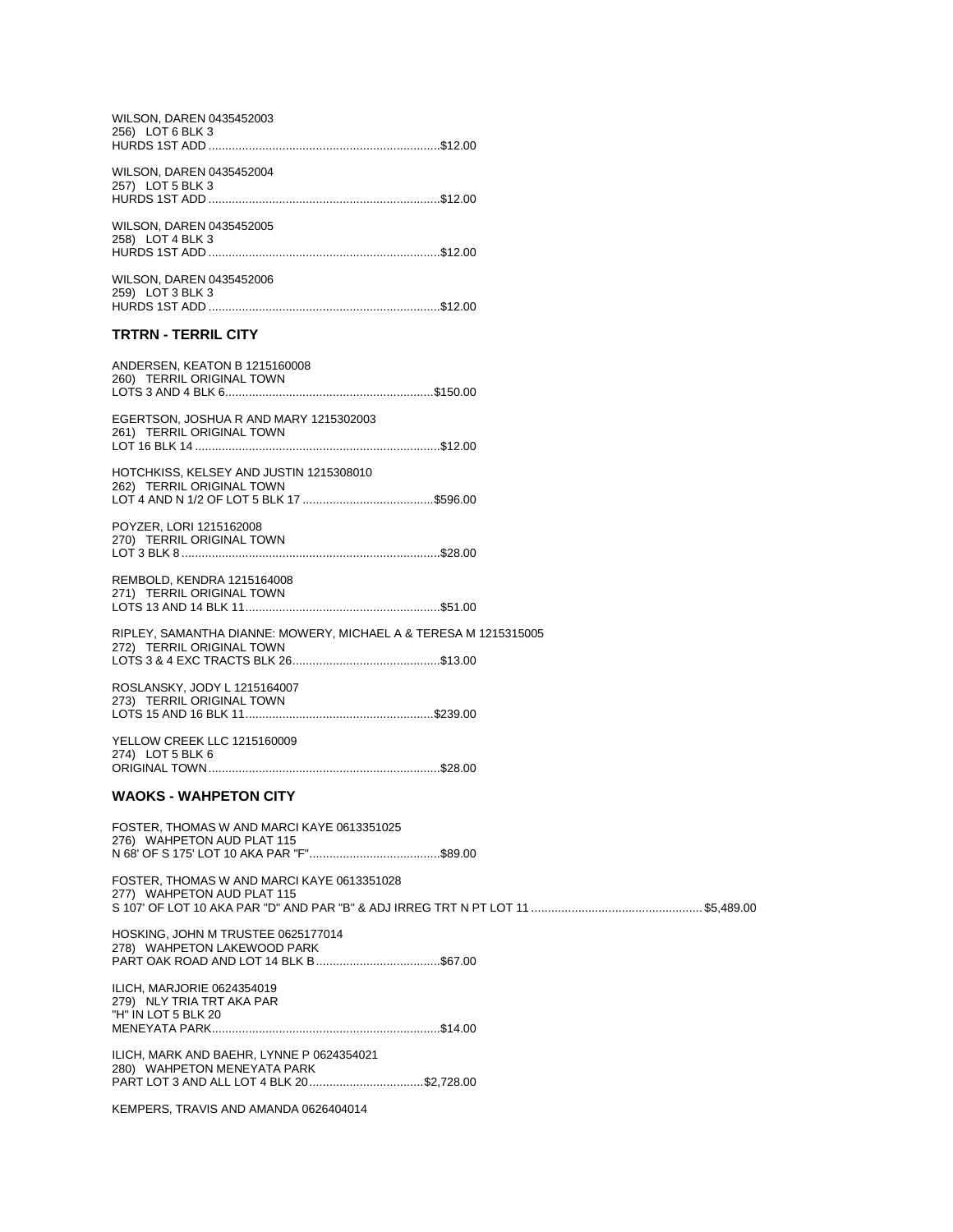WILSON, DAREN 0435452003
256) LOT 6 BLK 3
HURDS 1ST ADD ....................................................................$12.00

WILSON, DAREN 0435452004
257) LOT 5 BLK 3
HURDS 1ST ADD ....................................................................$12.00

WILSON, DAREN 0435452005
258) LOT 4 BLK 3
HURDS 1ST ADD ....................................................................$12.00

WILSON, DAREN 0435452006
259) LOT 3 BLK 3
HURDS 1ST ADD ....................................................................$12.00

### TRTRN - TERRIL CITY

ANDERSEN, KEATON B 1215160008
260) TERRIL ORIGINAL TOWN
LOTS 3 AND 4 BLK 6.............................................................$150.00

EGERTSON, JOSHUA R AND MARY 1215302003
261) TERRIL ORIGINAL TOWN
LOT 16 BLK 14 .......................................................................$12.00

HOTCHKISS, KELSEY AND JUSTIN 1215308010
262) TERRIL ORIGINAL TOWN
LOT 4 AND N 1/2 OF LOT 5 BLK 17 .......................................$596.00

POYZER, LORI 1215162008
270) TERRIL ORIGINAL TOWN
LOT 3 BLK 8 ...........................................................................$28.00

REMBOLD, KENDRA 1215164008
271) TERRIL ORIGINAL TOWN
LOTS 13 AND 14 BLK 11.........................................................$51.00

RIPLEY, SAMANTHA DIANNE: MOWERY, MICHAEL A & TERESA M 1215315005
272) TERRIL ORIGINAL TOWN
LOTS 3 & 4 EXC TRACTS BLK 26............................................$13.00

ROSLANSKY, JODY L 1215164007
273) TERRIL ORIGINAL TOWN
LOTS 15 AND 16 BLK 11........................................................$239.00

YELLOW CREEK LLC 1215160009
274) LOT 5 BLK 6
ORIGINAL TOWN ....................................................................$28.00

### WAOKS - WAHPETON CITY

FOSTER, THOMAS W AND MARCI KAYE 0613351025
276) WAHPETON AUD PLAT 115
N 68' OF S 175' LOT 10 AKA PAR "F".......................................$89.00

FOSTER, THOMAS W AND MARCI KAYE 0613351028
277) WAHPETON AUD PLAT 115
S 107' OF LOT 10 AKA PAR "D" AND PAR "B" & ADJ IRREG TRT N PT LOT 11 .................................................. $5,489.00

HOSKING, JOHN M TRUSTEE 0625177014
278) WAHPETON LAKEWOOD PARK
PART OAK ROAD AND LOT 14 BLK B.....................................$67.00

ILICH, MARJORIE 0624354019
279) NLY TRIA TRT AKA PAR
"H" IN LOT 5 BLK 20
MENEYATA PARK...................................................................$14.00

ILICH, MARK AND BAEHR, LYNNE P 0624354021
280) WAHPETON MENEYATA PARK
PART LOT 3 AND ALL LOT 4 BLK 20..................................$2,728.00

KEMPERS, TRAVIS AND AMANDA 0626404014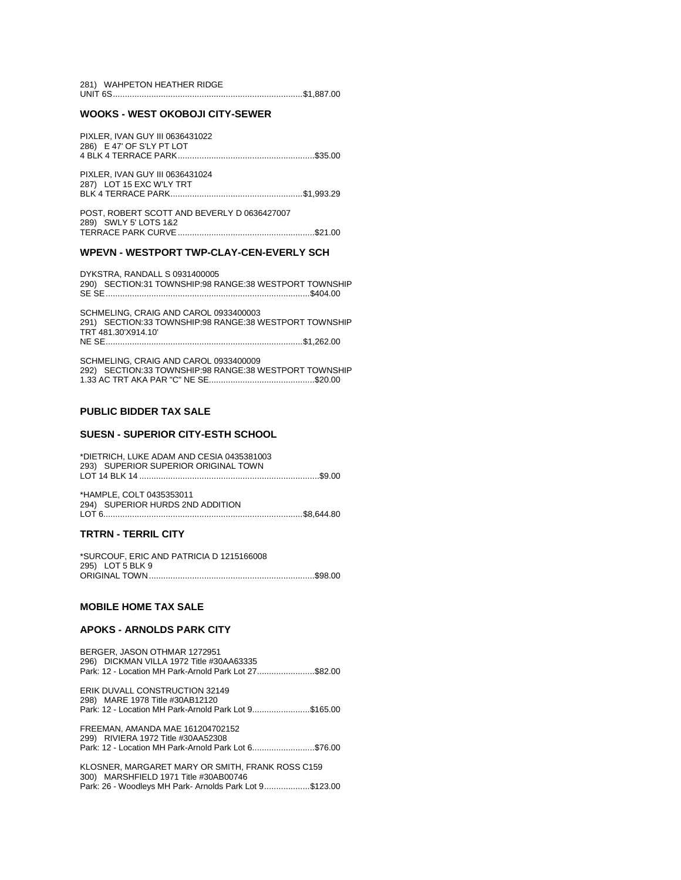281) WAHPETON HEATHER RIDGE
UNIT 6S..............................................................................$1,887.00

### WOOKS - WEST OKOBOJI CITY-SEWER

PIXLER, IVAN GUY III 0636431022
286) E 47' OF S'LY PT LOT
4 BLK 4 TERRACE PARK........................................................$35.00

PIXLER, IVAN GUY III 0636431024
287) LOT 15 EXC W'LY TRT
BLK 4 TERRACE PARK.......................................................$1,993.29

POST, ROBERT SCOTT AND BEVERLY D 0636427007
289) SWLY 5' LOTS 1&2
TERRACE PARK CURVE.........................................................$21.00

### WPEVN - WESTPORT TWP-CLAY-CEN-EVERLY SCH

DYKSTRA, RANDALL S 0931400005
290) SECTION:31 TOWNSHIP:98 RANGE:38 WESTPORT TOWNSHIP
SE SE....................................................................................$404.00

SCHMELING, CRAIG AND CAROL 0933400003
291) SECTION:33 TOWNSHIP:98 RANGE:38 WESTPORT TOWNSHIP
TRT 481.30'X914.10'
NE SE.................................................................................$1,262.00

SCHMELING, CRAIG AND CAROL 0933400009
292) SECTION:33 TOWNSHIP:98 RANGE:38 WESTPORT TOWNSHIP
1.33 AC TRT AKA PAR "C" NE SE............................................$20.00

## PUBLIC BIDDER TAX SALE

### SUESN - SUPERIOR CITY-ESTH SCHOOL

*DIETRICH, LUKE ADAM AND CESIA 0435381003
293) SUPERIOR SUPERIOR ORIGINAL TOWN
LOT 14 BLK 14 ..........................................................................$9.00

*HAMPLE, COLT 0435353011
294) SUPERIOR HURDS 2ND ADDITION
LOT 6..................................................................................$8,644.80

### TRTRN - TERRIL CITY

*SURCOUF, ERIC AND PATRICIA D 1215166008
295) LOT 5 BLK 9
ORIGINAL TOWN....................................................................$98.00

## MOBILE HOME TAX SALE

### APOKS - ARNOLDS PARK CITY

BERGER, JASON OTHMAR 1272951
296) DICKMAN VILLA 1972 Title #30AA63335
Park: 12 - Location MH Park-Arnold Park Lot 27........................$82.00

ERIK DUVALL CONSTRUCTION 32149
298) MARE 1978 Title #30AB12120
Park: 12 - Location MH Park-Arnold Park Lot 9........................$165.00

FREEMAN, AMANDA MAE 161204702152
299) RIVIERA 1972 Title #30AA52308
Park: 12 - Location MH Park-Arnold Park Lot 6..........................$76.00

KLOSNER, MARGARET MARY OR SMITH, FRANK ROSS C159
300) MARSHFIELD 1971 Title #30AB00746
Park: 26 - Woodleys MH Park- Arnolds Park Lot 9...................$123.00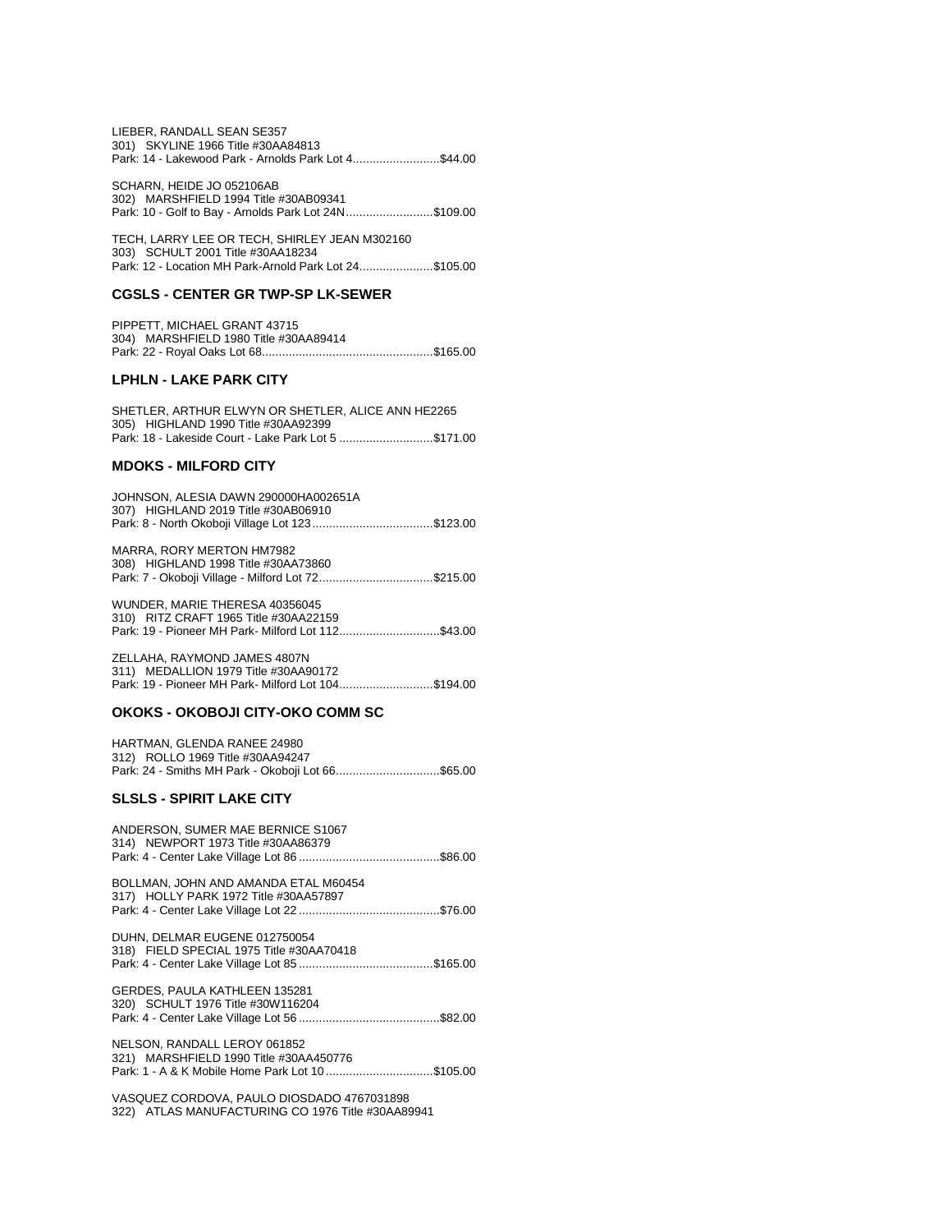LIEBER, RANDALL SEAN SE357
301) SKYLINE 1966 Title #30AA84813
Park: 14 - Lakewood Park - Arnolds Park Lot 4..........................$44.00

SCHARN, HEIDE JO 052106AB
302) MARSHFIELD 1994 Title #30AB09341
Park: 10 - Golf to Bay - Arnolds Park Lot 24N..........................$109.00

TECH, LARRY LEE OR TECH, SHIRLEY JEAN M302160
303) SCHULT 2001 Title #30AA18234
Park: 12 - Location MH Park-Arnold Park Lot 24......................$105.00

### CGSLS - CENTER GR TWP-SP LK-SEWER

PIPPETT, MICHAEL GRANT 43715
304) MARSHFIELD 1980 Title #30AA89414
Park: 22 - Royal Oaks Lot 68..................................................$165.00

### LPHLN - LAKE PARK CITY

SHETLER, ARTHUR ELWYN OR SHETLER, ALICE ANN HE2265
305) HIGHLAND 1990 Title #30AA92399
Park: 18 - Lakeside Court - Lake Park Lot 5 ............................$171.00

### MDOKS - MILFORD CITY

JOHNSON, ALESIA DAWN 290000HA002651A
307) HIGHLAND 2019 Title #30AB06910
Park: 8 - North Okoboji Village Lot 123....................................$123.00

MARRA, RORY MERTON HM7982
308) HIGHLAND 1998 Title #30AA73860
Park: 7 - Okoboji Village - Milford Lot 72..................................$215.00

WUNDER, MARIE THERESA 40356045
310) RITZ CRAFT 1965 Title #30AA22159
Park: 19 - Pioneer MH Park- Milford Lot 112.............................$43.00

ZELLAHA, RAYMOND JAMES 4807N
311) MEDALLION 1979 Title #30AA90172
Park: 19 - Pioneer MH Park- Milford Lot 104............................$194.00

### OKOKS - OKOBOJI CITY-OKO COMM SC

HARTMAN, GLENDA RANEE 24980
312) ROLLO 1969 Title #30AA94247
Park: 24 - Smiths MH Park - Okoboji Lot 66...............................$65.00

### SLSLS - SPIRIT LAKE CITY

ANDERSON, SUMER MAE BERNICE S1067
314) NEWPORT 1973 Title #30AA86379
Park: 4 - Center Lake Village Lot 86 ..........................................$86.00

BOLLMAN, JOHN AND AMANDA ETAL M60454
317) HOLLY PARK 1972 Title #30AA57897
Park: 4 - Center Lake Village Lot 22 ..........................................$76.00

DUHN, DELMAR EUGENE 012750054
318) FIELD SPECIAL 1975 Title #30AA70418
Park: 4 - Center Lake Village Lot 85 ........................................$165.00

GERDES, PAULA KATHLEEN 135281
320) SCHULT 1976 Title #30W116204
Park: 4 - Center Lake Village Lot 56 ..........................................$82.00

NELSON, RANDALL LEROY 061852
321) MARSHFIELD 1990 Title #30AA450776
Park: 1 - A & K Mobile Home Park Lot 10 ................................$105.00

VASQUEZ CORDOVA, PAULO DIOSDADO 4767031898
322) ATLAS MANUFACTURING CO 1976 Title #30AA89941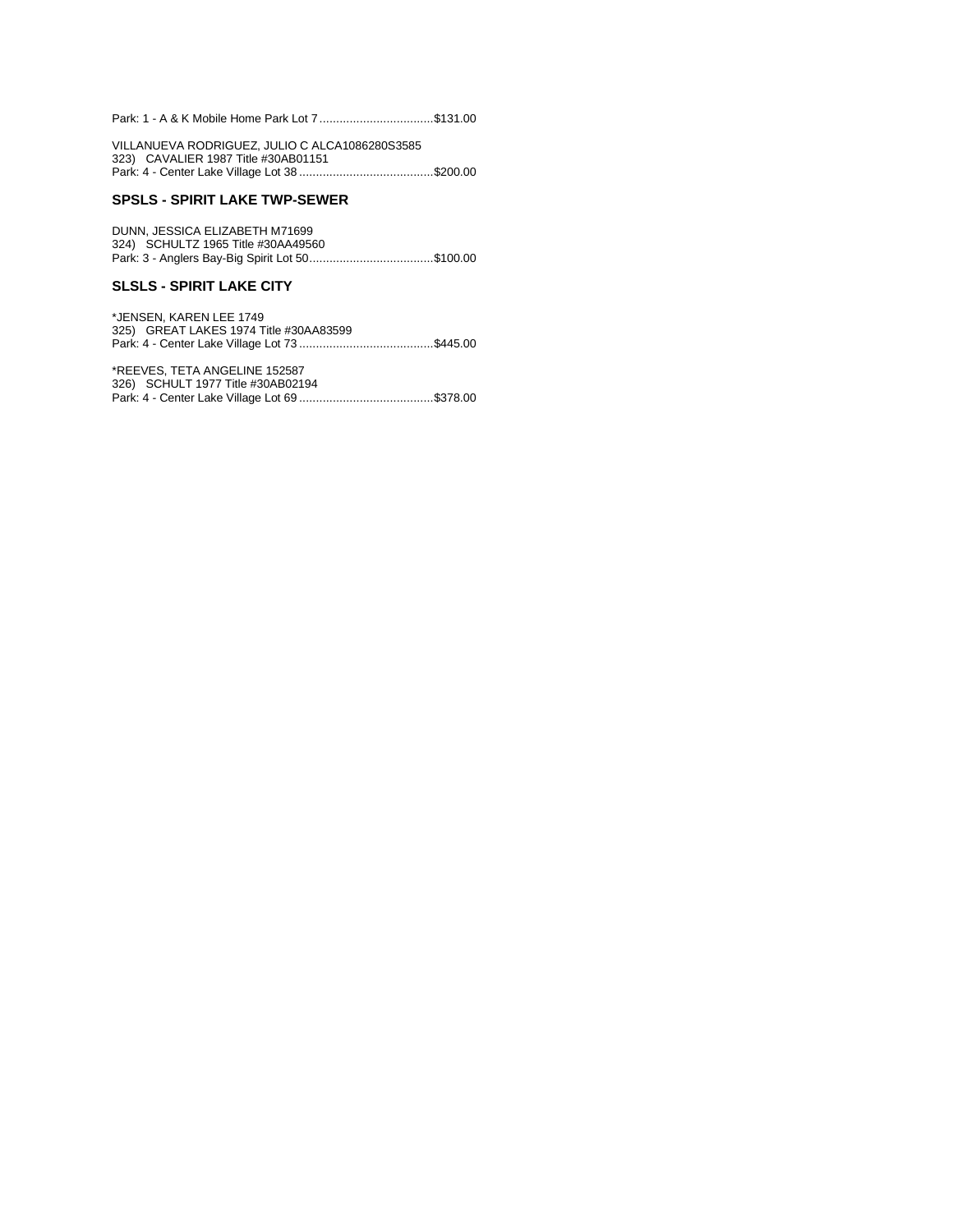Park: 1 - A & K Mobile Home Park Lot 7..................................$131.00

VILLANUEVA RODRIGUEZ, JULIO C ALCA1086280S3585
323) CAVALIER 1987 Title #30AB01151
Park: 4 - Center Lake Village Lot 38........................................$200.00

### SPSLS - SPIRIT LAKE TWP-SEWER

DUNN, JESSICA ELIZABETH M71699
324) SCHULTZ 1965 Title #30AA49560
Park: 3 - Anglers Bay-Big Spirit Lot 50.....................................$100.00

### SLSLS - SPIRIT LAKE CITY

*JENSEN, KAREN LEE 1749
325) GREAT LAKES 1974 Title #30AA83599
Park: 4 - Center Lake Village Lot 73........................................$445.00

*REEVES, TETA ANGELINE 152587
326) SCHULT 1977 Title #30AB02194
Park: 4 - Center Lake Village Lot 69........................................$378.00